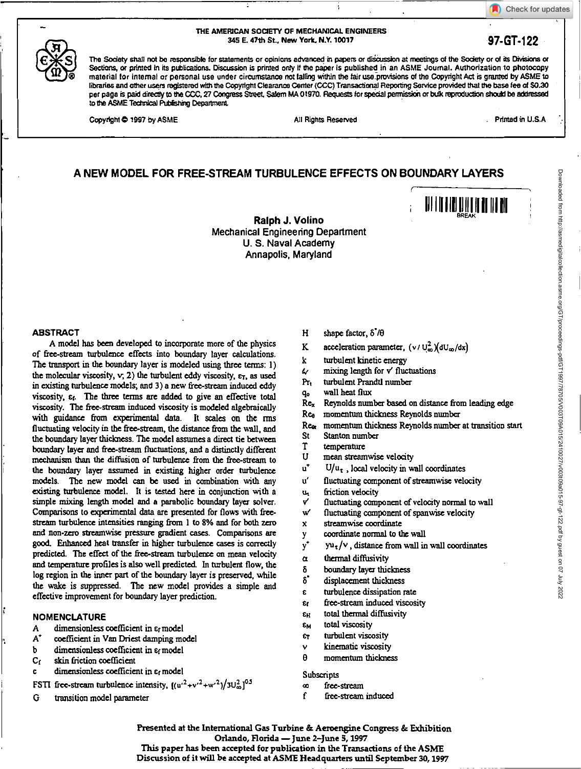THE AMERICAN SOCIETY OF MECHANICAL ENGINEERS
345 E. 47th St., New York, N.Y. 10017

97-GT-122

The Society shall not be responsible for statements or opinions advanced in papers or discussion at meetings of the Society or of its Divisions or Sections, or printed in its publications. Discussion is printed only if the paper is published in an ASME Journal. Authorization to photocopy material for internal or personal use under circumstance not falling within the fair use provisions of the Copyright Act is granted by ASME to libraries and other users registered with the Copyright Clearance Center (CCC) Transactional Reporting Service provided that the base fee of $0.30 per page is paid directly to the CCC, 27 Congress Street, Salem MA 01970. Requests for special permission or bulk reproduction should be addressed to the ASME Technical Publishing Department.

Copyright © 1997 by ASME All Rights Reserved Printed in U.S.A

# A NEW MODEL FOR FREE-STREAM TURBULENCE EFFECTS ON BOUNDARY LAYERS

**Ralph J. Volino**
Mechanical Engineering Department
U. S. Naval Academy
Annapolis, Maryland

## ABSTRACT

A model has been developed to incorporate more of the physics of free-stream turbulence effects into boundary layer calculations. The transport in the boundary layer is modeled using three terms: 1) the molecular viscosity, $\nu$; 2) the turbulent eddy viscosity, $\varepsilon_T$, as used in existing turbulence models; and 3) a new free-stream induced eddy viscosity, $\varepsilon_f$. The three terms are added to give an effective total viscosity. The free-stream induced viscosity is modeled algebraically with guidance from experimental data. It scales on the rms fluctuating velocity in the free-stream, the distance from the wall, and the boundary layer thickness. The model assumes a direct tie between boundary layer and free-stream fluctuations, and a distinctly different mechanism than the diffusion of turbulence from the free-stream to the boundary layer assumed in existing higher order turbulence models. The new model can be used in combination with any existing turbulence model. It is tested here in conjunction with a simple mixing length model and a parabolic boundary layer solver. Comparisons to experimental data are presented for flows with free-stream turbulence intensities ranging from 1 to 8% and for both zero and non-zero streamwise pressure gradient cases. Comparisons are good. Enhanced heat transfer in higher turbulence cases is correctly predicted. The effect of the free-stream turbulence on mean velocity and temperature profiles is also well predicted. In turbulent flow, the log region in the inner part of the boundary layer is preserved, while the wake is suppressed. The new model provides a simple and effective improvement for boundary layer prediction.

## NOMENCLATURE

- $A$ dimensionless coefficient in $\varepsilon_f$ model
- $A^+$ coefficient in Van Driest damping model
- $b$ dimensionless coefficient in $\varepsilon_f$ model
- $C_f$ skin friction coefficient
- $c$ dimensionless coefficient in $\varepsilon_f$ model
- FSTI free-stream turbulence intensity, $[(u'^2+v'^2+w'^2)/3U_\infty^2]^{0.5}$
- $G$ transition model parameter
- $H$ shape factor, $\delta^*/\theta$
- $K$ acceleration parameter, $(\nu/U_\infty^2)(dU_\infty/dx)$
- $k$ turbulent kinetic energy
- $\ell_{v'}$ mixing length for $v'$ fluctuations
- $Pr_t$ turbulent Prandtl number
- $q_o$ wall heat flux
- $Re_x$ Reynolds number based on distance from leading edge
- $Re_\theta$ momentum thickness Reynolds number
- $Re_{\theta t}$ momentum thickness Reynolds number at transition start
- St Stanton number
- $T$ temperature
- $U$ mean streamwise velocity
- $u^+$ $U/u_\tau$, local velocity in wall coordinates
- $u'$ fluctuating component of streamwise velocity
- $u_\tau$ friction velocity
- $v'$ fluctuating component of velocity normal to wall
- $w'$ fluctuating component of spanwise velocity
- $x$ streamwise coordinate
- $y$ coordinate normal to the wall
- $y^+$ $yu_\tau/\nu$, distance from wall in wall coordinates
- $\alpha$ thermal diffusivity
- $\delta$ boundary layer thickness
- $\delta^*$ displacement thickness
- $\varepsilon$ turbulence dissipation rate
- $\varepsilon_f$ free-stream induced viscosity
- $\varepsilon_H$ total thermal diffusivity
- $\varepsilon_M$ total viscosity
- $\varepsilon_T$ turbulent viscosity
- $\nu$ kinematic viscosity
- $\theta$ momentum thickness

Subscripts

- $\infty$ free-stream
- f free-stream induced

Presented at the International Gas Turbine & Aeroengine Congress & Exhibition
Orlando, Florida — June 2–June 5, 1997
This paper has been accepted for publication in the Transactions of the ASME
Discussion of it will be accepted at ASME Headquarters until September 30, 1997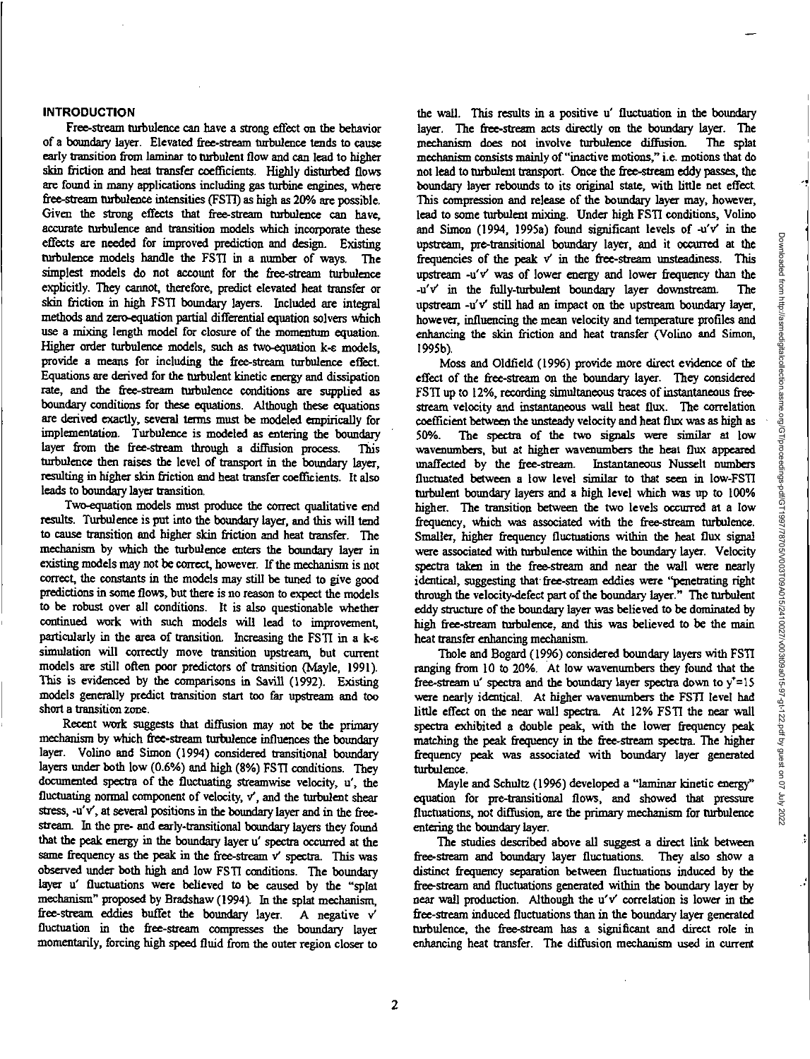## INTRODUCTION

Free-stream turbulence can have a strong effect on the behavior of a boundary layer. Elevated free-stream turbulence tends to cause early transition from laminar to turbulent flow and can lead to higher skin friction and heat transfer coefficients. Highly disturbed flows are found in many applications including gas turbine engines, where free-stream turbulence intensities (FSTI) as high as 20% are possible. Given the strong effects that free-stream turbulence can have, accurate turbulence and transition models which incorporate these effects are needed for improved prediction and design. Existing turbulence models handle the FSTI in a number of ways. The simplest models do not account for the free-stream turbulence explicitly. They cannot, therefore, predict elevated heat transfer or skin friction in high FSTI boundary layers. Included are integral methods and zero-equation partial differential equation solvers which use a mixing length model for closure of the momentum equation. Higher order turbulence models, such as two-equation k-ε models, provide a means for including the free-stream turbulence effect. Equations are derived for the turbulent kinetic energy and dissipation rate, and the free-stream turbulence conditions are supplied as boundary conditions for these equations. Although these equations are derived exactly, several terms must be modeled empirically for implementation. Turbulence is modeled as entering the boundary layer from the free-stream through a diffusion process. This turbulence then raises the level of transport in the boundary layer, resulting in higher skin friction and heat transfer coefficients. It also leads to boundary layer transition.

Two-equation models must produce the correct qualitative end results. Turbulence is put into the boundary layer, and this will tend to cause transition and higher skin friction and heat transfer. The mechanism by which the turbulence enters the boundary layer in existing models may not be correct, however. If the mechanism is not correct, the constants in the models may still be tuned to give good predictions in some flows, but there is no reason to expect the models to be robust over all conditions. It is also questionable whether continued work with such models will lead to improvement, particularly in the area of transition. Increasing the FSTI in a k-ε simulation will correctly move transition upstream, but current models are still often poor predictors of transition (Mayle, 1991). This is evidenced by the comparisons in Savill (1992). Existing models generally predict transition start too far upstream and too short a transition zone.

Recent work suggests that diffusion may not be the primary mechanism by which free-stream turbulence influences the boundary layer. Volino and Simon (1994) considered transitional boundary layers under both low (0.6%) and high (8%) FSTI conditions. They documented spectra of the fluctuating streamwise velocity, u', the fluctuating normal component of velocity, v', and the turbulent shear stress, -u'v', at several positions in the boundary layer and in the free-stream. In the pre- and early-transitional boundary layers they found that the peak energy in the boundary layer u' spectra occurred at the same frequency as the peak in the free-stream v' spectra. This was observed under both high and low FSTI conditions. The boundary layer u' fluctuations were believed to be caused by the "splat mechanism" proposed by Bradshaw (1994). In the splat mechanism, free-stream eddies buffet the boundary layer. A negative v' fluctuation in the free-stream compresses the boundary layer momentarily, forcing high speed fluid from the outer region closer to the wall. This results in a positive u' fluctuation in the boundary layer. The free-stream acts directly on the boundary layer. The mechanism does not involve turbulence diffusion. The splat mechanism consists mainly of "inactive motions," i.e. motions that do not lead to turbulent transport. Once the free-stream eddy passes, the boundary layer rebounds to its original state, with little net effect. This compression and release of the boundary layer may, however, lead to some turbulent mixing. Under high FSTI conditions, Volino and Simon (1994, 1995a) found significant levels of -u'v' in the upstream, pre-transitional boundary layer, and it occurred at the frequencies of the peak v' in the free-stream unsteadiness. This upstream -u'v' was of lower energy and lower frequency than the -u'v' in the fully-turbulent boundary layer downstream. The upstream -u'v' still had an impact on the upstream boundary layer, however, influencing the mean velocity and temperature profiles and enhancing the skin friction and heat transfer (Volino and Simon, 1995b).

Moss and Oldfield (1996) provide more direct evidence of the effect of the free-stream on the boundary layer. They considered FSTI up to 12%, recording simultaneous traces of instantaneous free-stream velocity and instantaneous wall heat flux. The correlation coefficient between the unsteady velocity and heat flux was as high as 50%. The spectra of the two signals were similar at low wavenumbers, but at higher wavenumbers the heat flux appeared unaffected by the free-stream. Instantaneous Nusselt numbers fluctuated between a low level similar to that seen in low-FSTI turbulent boundary layers and a high level which was up to 100% higher. The transition between the two levels occurred at a low frequency, which was associated with the free-stream turbulence. Smaller, higher frequency fluctuations within the heat flux signal were associated with turbulence within the boundary layer. Velocity spectra taken in the free-stream and near the wall were nearly identical, suggesting that free-stream eddies were "penetrating right through the velocity-defect part of the boundary layer." The turbulent eddy structure of the boundary layer was believed to be dominated by high free-stream turbulence, and this was believed to be the main heat transfer enhancing mechanism.

Thole and Bogard (1996) considered boundary layers with FSTI ranging from 10 to 20%. At low wavenumbers they found that the free-stream u' spectra and the boundary layer spectra down to $y^+=15$ were nearly identical. At higher wavenumbers the FSTI level had little effect on the near wall spectra. At 12% FSTI the near wall spectra exhibited a double peak, with the lower frequency peak matching the peak frequency in the free-stream spectra. The higher frequency peak was associated with boundary layer generated turbulence.

Mayle and Schultz (1996) developed a "laminar kinetic energy" equation for pre-transitional flows, and showed that pressure fluctuations, not diffusion, are the primary mechanism for turbulence entering the boundary layer.

The studies described above all suggest a direct link between free-stream and boundary layer fluctuations. They also show a distinct frequency separation between fluctuations induced by the free-stream and fluctuations generated within the boundary layer by near wall production. Although the u'v' correlation is lower in the free-stream induced fluctuations than in the boundary layer generated turbulence, the free-stream has a significant and direct role in enhancing heat transfer. The diffusion mechanism used in current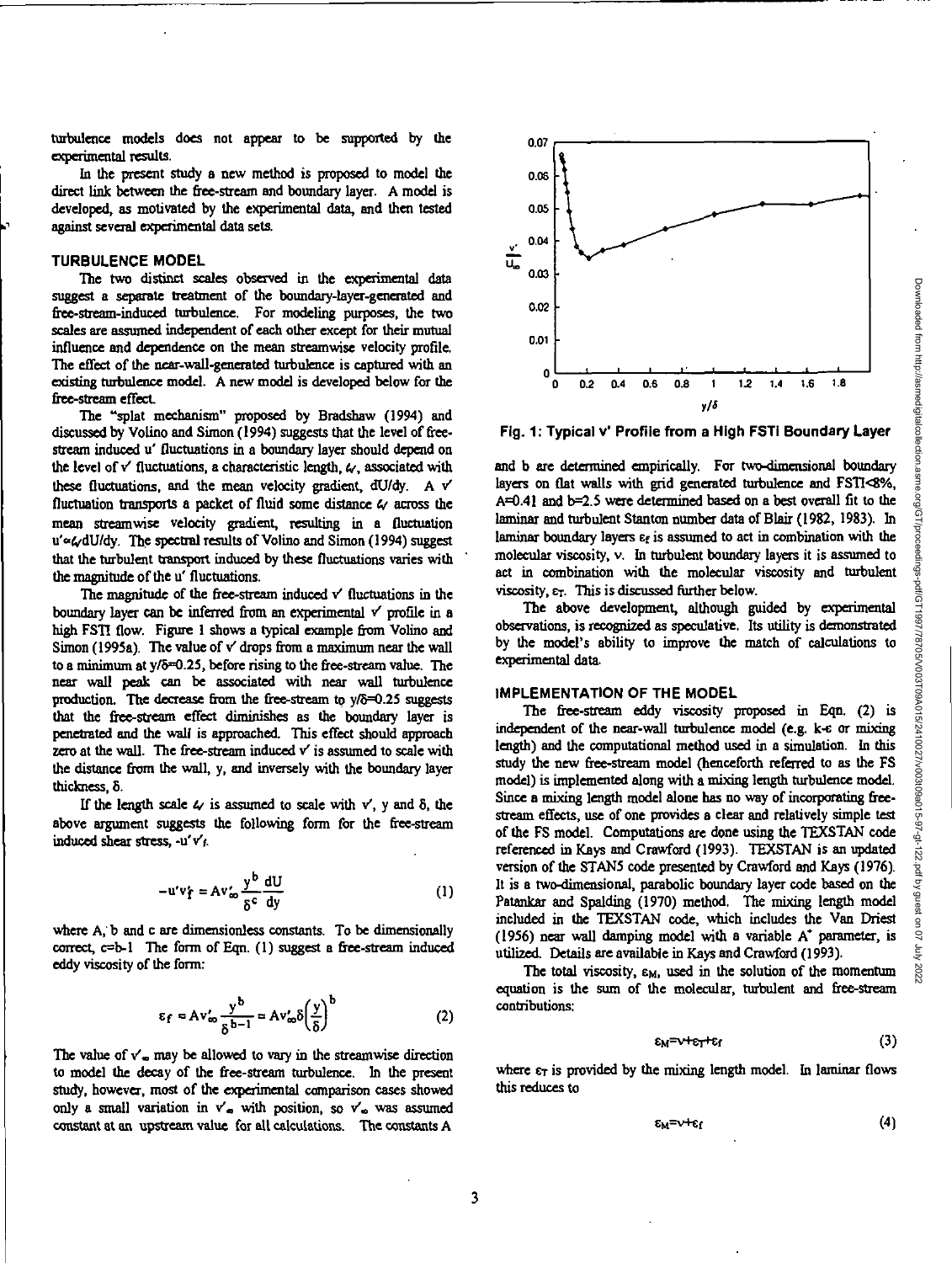turbulence models does not appear to be supported by the experimental results.

In the present study a new method is proposed to model the direct link between the free-stream and boundary layer. A model is developed, as motivated by the experimental data, and then tested against several experimental data sets.

## TURBULENCE MODEL

The two distinct scales observed in the experimental data suggest a separate treatment of the boundary-layer-generated and free-stream-induced turbulence. For modeling purposes, the two scales are assumed independent of each other except for their mutual influence and dependence on the mean streamwise velocity profile. The effect of the near-wall-generated turbulence is captured with an existing turbulence model. A new model is developed below for the free-stream effect.

The "splat mechanism" proposed by Bradshaw (1994) and discussed by Volino and Simon (1994) suggests that the level of free-stream induced u' fluctuations in a boundary layer should depend on the level of v' fluctuations, a characteristic length, $\ell_f$, associated with these fluctuations, and the mean velocity gradient, dU/dy. A v' fluctuation transports a packet of fluid some distance $\ell_f$ across the mean streamwise velocity gradient, resulting in a fluctuation $u' \propto \ell_f dU/dy$. The spectral results of Volino and Simon (1994) suggest that the turbulent transport induced by these fluctuations varies with the magnitude of the u' fluctuations.

The magnitude of the free-stream induced v' fluctuations in the boundary layer can be inferred from an experimental v' profile in a high FSTI flow. Figure 1 shows a typical example from Volino and Simon (1995a). The value of v' drops from a maximum near the wall to a minimum at $y/\delta$=0.25, before rising to the free-stream value. The near wall peak can be associated with near wall turbulence production. The decrease from the free-stream to $y/\delta$=0.25 suggests that the free-stream effect diminishes as the boundary layer is penetrated and the wall is approached. This effect should approach zero at the wall. The free-stream induced v' is assumed to scale with the distance from the wall, y, and inversely with the boundary layer thickness, $\delta$.

If the length scale $\ell_f$ is assumed to scale with v', y and $\delta$, the above argument suggests the following form for the free-stream induced shear stress, $-u'v'_f$.

$$-u'v'_f = Av'_\infty \frac{y^b}{\delta^c}\frac{dU}{dy} \tag{1}$$

where A, b and c are dimensionless constants. To be dimensionally correct, c=b-1 The form of Eqn. (1) suggest a free-stream induced eddy viscosity of the form:

$$\varepsilon_f = Av'_\infty \frac{y^b}{\delta^{b-1}} = Av'_\infty \delta\left(\frac{y}{\delta}\right)^b \tag{2}$$

The value of $v'_\infty$ may be allowed to vary in the streamwise direction to model the decay of the free-stream turbulence. In the present study, however, most of the experimental comparison cases showed only a small variation in $v'_\infty$ with position, so $v'_\infty$ was assumed constant at an upstream value for all calculations. The constants A and b are determined empirically. For two-dimensional boundary layers on flat walls with grid generated turbulence and FSTI<8%, A=0.41 and b=2.5 were determined based on a best overall fit to the laminar and turbulent Stanton number data of Blair (1982, 1983). In laminar boundary layers $\varepsilon_f$ is assumed to act in combination with the molecular viscosity, $\nu$. In turbulent boundary layers it is assumed to act in combination with the molecular viscosity and turbulent viscosity, $\varepsilon_T$. This is discussed further below.

**Fig. 1: Typical v' Profile from a High FSTI Boundary Layer**

The above development, although guided by experimental observations, is recognized as speculative. Its utility is demonstrated by the model's ability to improve the match of calculations to experimental data.

## IMPLEMENTATION OF THE MODEL

The free-stream eddy viscosity proposed in Eqn. (2) is independent of the near-wall turbulence model (e.g. k-ε or mixing length) and the computational method used in a simulation. In this study the new free-stream model (henceforth referred to as the FS model) is implemented along with a mixing length turbulence model. Since a mixing length model alone has no way of incorporating free-stream effects, use of one provides a clear and relatively simple test of the FS model. Computations are done using the TEXSTAN code referenced in Kays and Crawford (1993). TEXSTAN is an updated version of the STAN5 code presented by Crawford and Kays (1976). It is a two-dimensional, parabolic boundary layer code based on the Patankar and Spalding (1970) method. The mixing length model included in the TEXSTAN code, which includes the Van Driest (1956) near wall damping model with a variable $A^+$ parameter, is utilized. Details are available in Kays and Crawford (1993).

The total viscosity, $\varepsilon_M$, used in the solution of the momentum equation is the sum of the molecular, turbulent and free-stream contributions:

$$\varepsilon_M = \nu + \varepsilon_T + \varepsilon_f \tag{3}$$

where $\varepsilon_T$ is provided by the mixing length model. In laminar flows this reduces to

$$\varepsilon_M = \nu + \varepsilon_f \tag{4}$$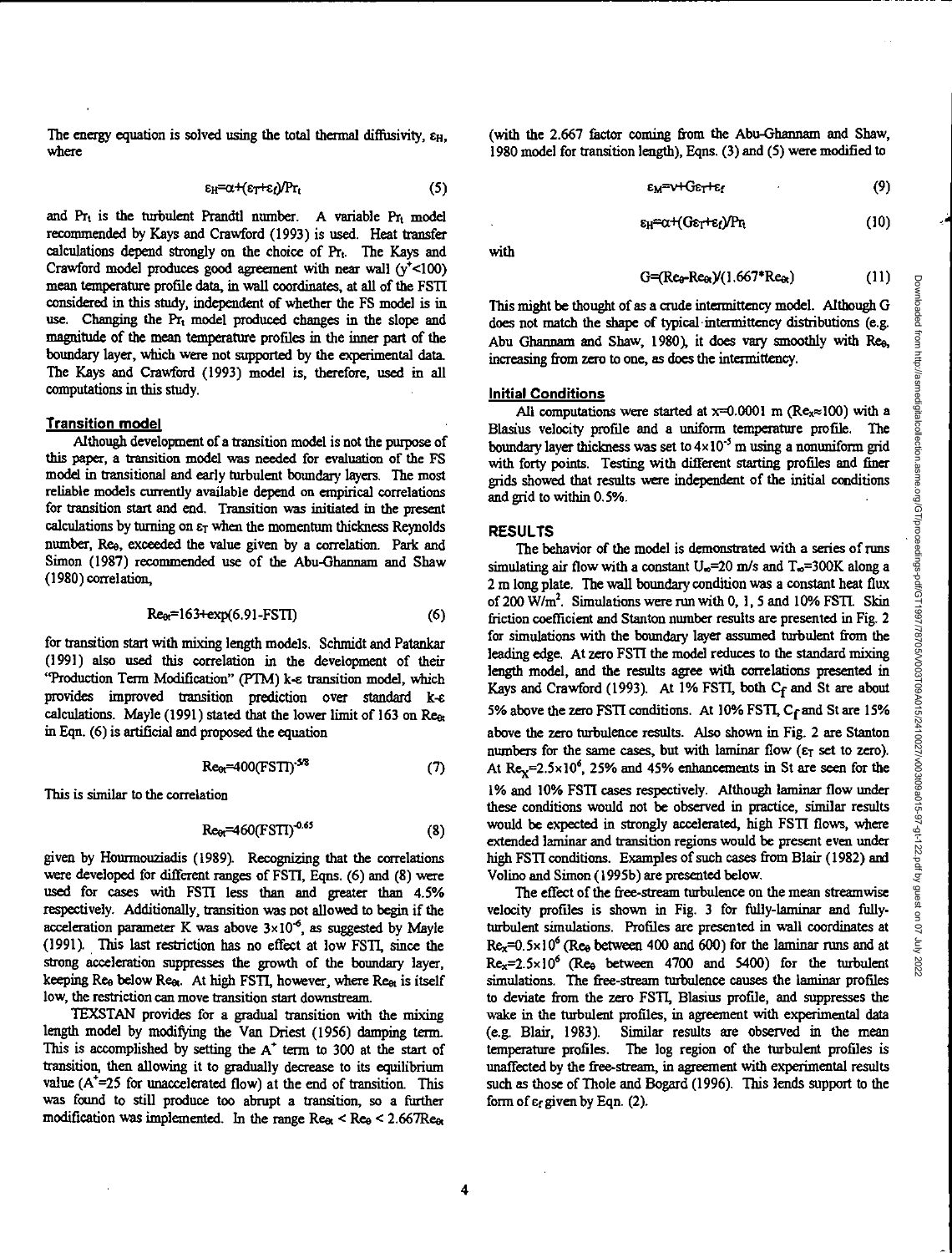The energy equation is solved using the total thermal diffusivity, $\varepsilon_H$, where

$$\varepsilon_H=\alpha+(\varepsilon_T+\varepsilon_f)/Pr_t \qquad (5)$$

and $Pr_t$ is the turbulent Prandtl number. A variable $Pr_t$ model recommended by Kays and Crawford (1993) is used. Heat transfer calculations depend strongly on the choice of $Pr_t$. The Kays and Crawford model produces good agreement with near wall ($y^+<100$) mean temperature profile data, in wall coordinates, at all of the FSTI considered in this study, independent of whether the FS model is in use. Changing the $Pr_t$ model produced changes in the slope and magnitude of the mean temperature profiles in the inner part of the boundary layer, which were not supported by the experimental data. The Kays and Crawford (1993) model is, therefore, used in all computations in this study.

### Transition model

Although development of a transition model is not the purpose of this paper, a transition model was needed for evaluation of the FS model in transitional and early turbulent boundary layers. The most reliable models currently available depend on empirical correlations for transition start and end. Transition was initiated in the present calculations by turning on $\varepsilon_T$ when the momentum thickness Reynolds number, $Re_\theta$, exceeded the value given by a correlation. Park and Simon (1987) recommended use of the Abu-Ghannam and Shaw (1980) correlation,

$$Re_{\theta t}=163+\exp(6.91\text{-FSTI}) \qquad (6)$$

for transition start with mixing length models. Schmidt and Patankar (1991) also used this correlation in the development of their "Production Term Modification" (PTM) k-ε transition model, which provides improved transition prediction over standard k-ε calculations. Mayle (1991) stated that the lower limit of 163 on $Re_{\theta t}$ in Eqn. (6) is artificial and proposed the equation

$$Re_{\theta t}=400(\text{FSTI})^{-5/8} \qquad (7)$$

This is similar to the correlation

$$Re_{\theta t}=460(\text{FSTI})^{-0.65} \qquad (8)$$

given by Hourmouziadis (1989). Recognizing that the correlations were developed for different ranges of FSTI, Eqns. (6) and (8) were used for cases with FSTI less than and greater than 4.5% respectively. Additionally, transition was not allowed to begin if the acceleration parameter K was above $3\times10^{-6}$, as suggested by Mayle (1991). This last restriction has no effect at low FSTI, since the strong acceleration suppresses the growth of the boundary layer, keeping $Re_\theta$ below $Re_{\theta t}$. At high FSTI, however, where $Re_{\theta t}$ is itself low, the restriction can move transition start downstream.

TEXSTAN provides for a gradual transition with the mixing length model by modifying the Van Driest (1956) damping term. This is accomplished by setting the $A^+$ term to 300 at the start of transition, then allowing it to gradually decrease to its equilibrium value ($A^+=25$ for unaccelerated flow) at the end of transition. This was found to still produce too abrupt a transition, so a further modification was implemented. In the range $Re_{\theta t} < Re_\theta < 2.667Re_{\theta t}$ (with the 2.667 factor coming from the Abu-Ghannam and Shaw, 1980 model for transition length), Eqns. (3) and (5) were modified to

$$\varepsilon_M=\nu+G\varepsilon_T+\varepsilon_f \qquad (9)$$

$$\varepsilon_H=\alpha+(G\varepsilon_T+\varepsilon_f)/Pr_t \qquad (10)$$

with

$$G=(Re_\theta-Re_{\theta t})/(1.667*Re_{\theta t}) \qquad (11)$$

This might be thought of as a crude intermittency model. Although G does not match the shape of typical intermittency distributions (e.g. Abu Ghannam and Shaw, 1980), it does vary smoothly with $Re_\theta$, increasing from zero to one, as does the intermittency.

### Initial Conditions

All computations were started at x=0.0001 m ($Re_x\approx100$) with a Blasius velocity profile and a uniform temperature profile. The boundary layer thickness was set to $4\times10^{-5}$ m using a nonuniform grid with forty points. Testing with different starting profiles and finer grids showed that results were independent of the initial conditions and grid to within 0.5%.

## RESULTS

The behavior of the model is demonstrated with a series of runs simulating air flow with a constant $U_\infty$=20 m/s and $T_\infty$=300K along a 2 m long plate. The wall boundary condition was a constant heat flux of 200 W/m$^2$. Simulations were run with 0, 1, 5 and 10% FSTI. Skin friction coefficient and Stanton number results are presented in Fig. 2 for simulations with the boundary layer assumed turbulent from the leading edge. At zero FSTI the model reduces to the standard mixing length model, and the results agree with correlations presented in Kays and Crawford (1993). At 1% FSTI, both $C_f$ and St are about 5% above the zero FSTI conditions. At 10% FSTI, $C_f$ and St are 15% above the zero turbulence results. Also shown in Fig. 2 are Stanton numbers for the same cases, but with laminar flow ($\varepsilon_T$ set to zero). At $Re_x=2.5\times10^6$, 25% and 45% enhancements in St are seen for the 1% and 10% FSTI cases respectively. Although laminar flow under these conditions would not be observed in practice, similar results would be expected in strongly accelerated, high FSTI flows, where extended laminar and transition regions would be present even under high FSTI conditions. Examples of such cases from Blair (1982) and Volino and Simon (1995b) are presented below.

The effect of the free-stream turbulence on the mean streamwise velocity profiles is shown in Fig. 3 for fully-laminar and fully-turbulent simulations. Profiles are presented in wall coordinates at $Re_x=0.5\times10^6$ ($Re_\theta$ between 400 and 600) for the laminar runs and at $Re_x=2.5\times10^6$ ($Re_\theta$ between 4700 and 5400) for the turbulent simulations. The free-stream turbulence causes the laminar profiles to deviate from the zero FSTI, Blasius profile, and suppresses the wake in the turbulent profiles, in agreement with experimental data (e.g. Blair, 1983). Similar results are observed in the mean temperature profiles. The log region of the turbulent profiles is unaffected by the free-stream, in agreement with experimental results such as those of Thole and Bogard (1996). This lends support to the form of $\varepsilon_f$ given by Eqn. (2).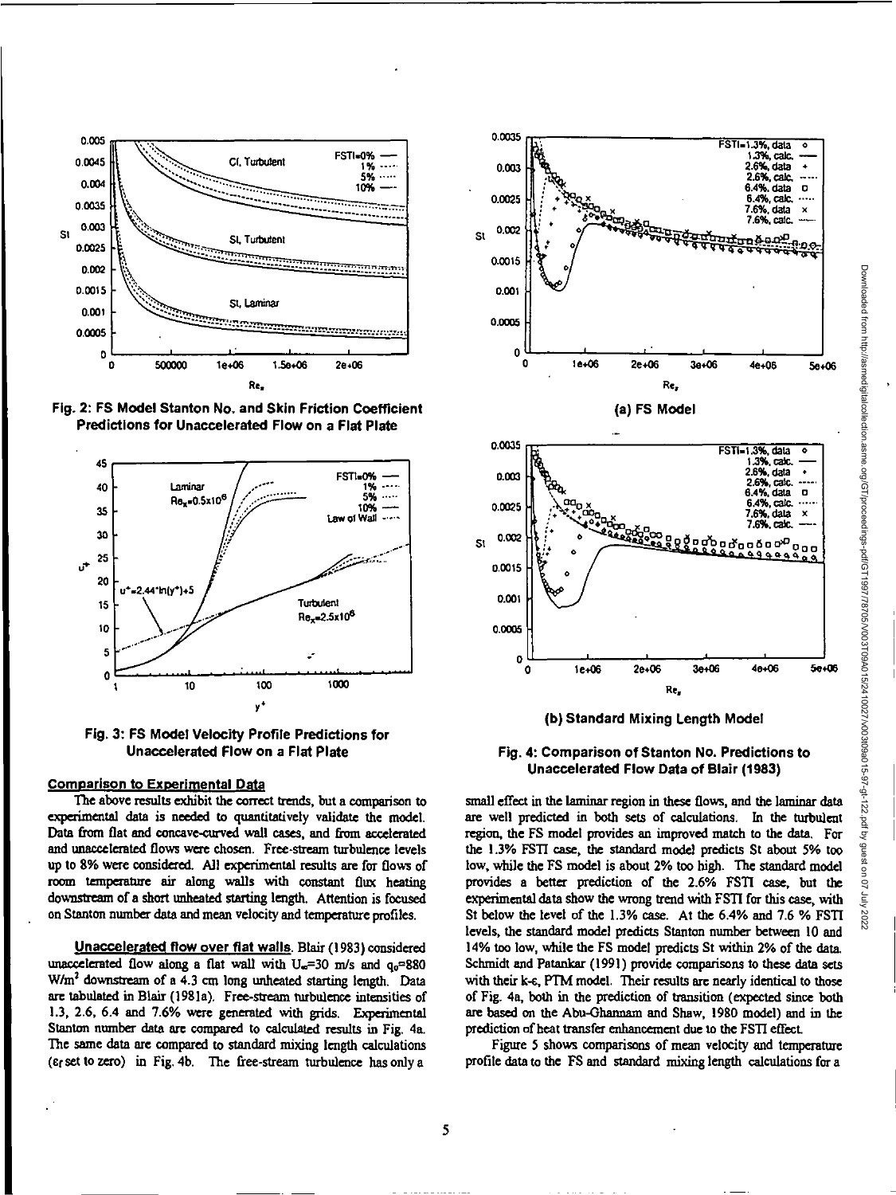Fig. 2: FS Model Stanton No. and Skin Friction Coefficient Predictions for Unaccelerated Flow on a Flat Plate

Fig. 3: FS Model Velocity Profile Predictions for Unaccelerated Flow on a Flat Plate

(a) FS Model

(b) Standard Mixing Length Model

Fig. 4: Comparison of Stanton No. Predictions to Unaccelerated Flow Data of Blair (1983)

## Comparison to Experimental Data

The above results exhibit the correct trends, but a comparison to experimental data is needed to quantitatively validate the model. Data from flat and concave-curved wall cases, and from accelerated and unaccelerated flows were chosen. Free-stream turbulence levels up to 8% were considered. All experimental results are for flows of room temperature air along walls with constant flux heating downstream of a short unheated starting length. Attention is focused on Stanton number data and mean velocity and temperature profiles.

**Unaccelerated flow over flat walls.** Blair (1983) considered unaccelerated flow along a flat wall with $U_\infty$=30 m/s and $q_0$=880 W/m$^2$ downstream of a 4.3 cm long unheated starting length. Data are tabulated in Blair (1981a). Free-stream turbulence intensities of 1.3, 2.6, 6.4 and 7.6% were generated with grids. Experimental Stanton number data are compared to calculated results in Fig. 4a. The same data are compared to standard mixing length calculations ($\varepsilon_f$ set to zero) in Fig. 4b. The free-stream turbulence has only a small effect in the laminar region in these flows, and the laminar data are well predicted in both sets of calculations. In the turbulent region, the FS model provides an improved match to the data. For the 1.3% FSTI case, the standard model predicts St about 5% too low, while the FS model is about 2% too high. The standard model provides a better prediction of the 2.6% FSTI case, but the experimental data show the wrong trend with FSTI for this case, with St below the level of the 1.3% case. At the 6.4% and 7.6 % FSTI levels, the standard model predicts Stanton number between 10 and 14% too low, while the FS model predicts St within 2% of the data. Schmidt and Patankar (1991) provide comparisons to these data sets with their k-ε, PTM model. Their results are nearly identical to those of Fig. 4a, both in the prediction of transition (expected since both are based on the Abu-Ghannam and Shaw, 1980 model) and in the prediction of heat transfer enhancement due to the FSTI effect.

Figure 5 shows comparisons of mean velocity and temperature profile data to the FS and standard mixing length calculations for a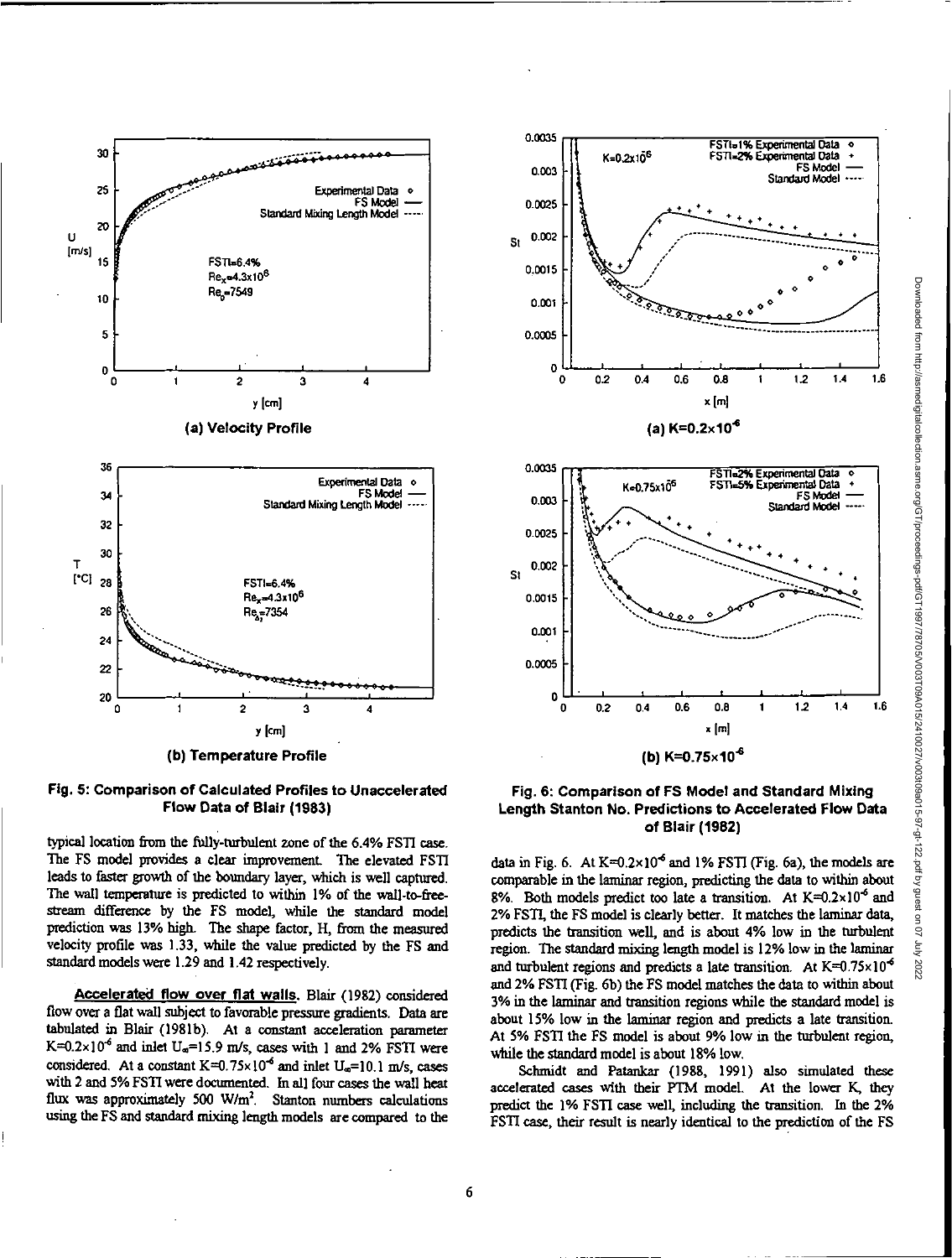**Fig. 5: Comparison of Calculated Profiles to Unaccelerated Flow Data of Blair (1983)**

**Fig. 6: Comparison of FS Model and Standard Mixing Length Stanton No. Predictions to Accelerated Flow Data of Blair (1982)**

typical location from the fully-turbulent zone of the 6.4% FSTI case. The FS model provides a clear improvement. The elevated FSTI leads to faster growth of the boundary layer, which is well captured. The wall temperature is predicted to within 1% of the wall-to-free-stream difference by the FS model, while the standard model prediction was 13% high. The shape factor, H, from the measured velocity profile was 1.33, while the value predicted by the FS and standard models were 1.29 and 1.42 respectively.

**Accelerated flow over flat walls.** Blair (1982) considered flow over a flat wall subject to favorable pressure gradients. Data are tabulated in Blair (1981b). At a constant acceleration parameter $K=0.2\times10^{-6}$ and inlet $U_\infty=15.9$ m/s, cases with 1 and 2% FSTI were considered. At a constant $K=0.75\times10^{-6}$ and inlet $U_\infty=10.1$ m/s, cases with 2 and 5% FSTI were documented. In all four cases the wall heat flux was approximately 500 W/m$^2$. Stanton numbers calculations using the FS and standard mixing length models are compared to the data in Fig. 6. At $K=0.2\times10^{-6}$ and 1% FSTI (Fig. 6a), the models are comparable in the laminar region, predicting the data to within about 8%. Both models predict too late a transition. At $K=0.2\times10^{-6}$ and 2% FSTI, the FS model is clearly better. It matches the laminar data, predicts the transition well, and is about 4% low in the turbulent region. The standard mixing length model is 12% low in the laminar and turbulent regions and predicts a late transition. At $K=0.75\times10^{-6}$ and 2% FSTI (Fig. 6b) the FS model matches the data to within about 3% in the laminar and transition regions while the standard model is about 15% low in the laminar region and predicts a late transition. At 5% FSTI the FS model is about 9% low in the turbulent region, while the standard model is about 18% low.

Schmidt and Patankar (1988, 1991) also simulated these accelerated cases with their PTM model. At the lower K, they predict the 1% FSTI case well, including the transition. In the 2% FSTI case, their result is nearly identical to the prediction of the FS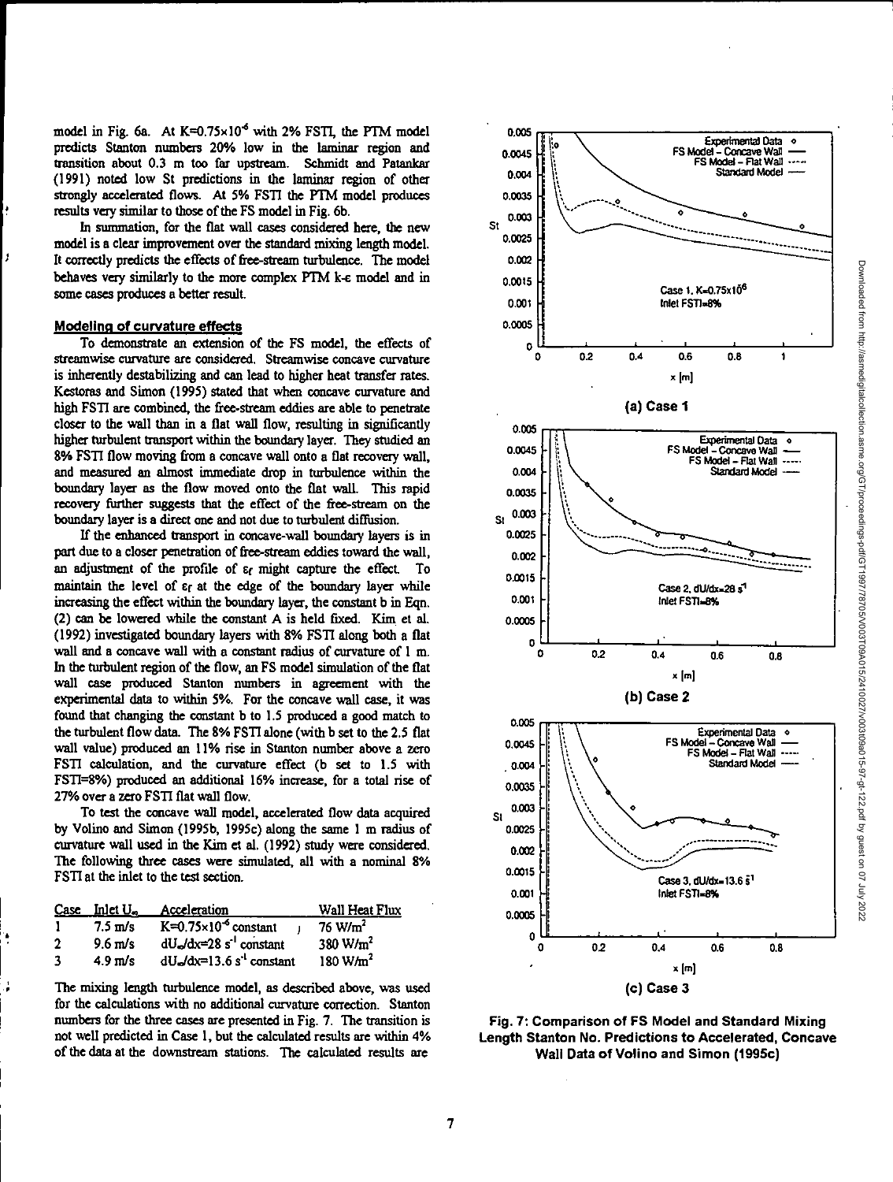model in Fig. 6a. At $K=0.75\times10^{-6}$ with 2% FSTI, the PTM model predicts Stanton numbers 20% low in the laminar region and transition about 0.3 m too far upstream. Schmidt and Patankar (1991) noted low St predictions in the laminar region of other strongly accelerated flows. At 5% FSTI the PTM model produces results very similar to those of the FS model in Fig. 6b.

In summation, for the flat wall cases considered here, the new model is a clear improvement over the standard mixing length model. It correctly predicts the effects of free-stream turbulence. The model behaves very similarly to the more complex PTM k-ε model and in some cases produces a better result.

## Modeling of curvature effects

To demonstrate an extension of the FS model, the effects of streamwise curvature are considered. Streamwise concave curvature is inherently destabilizing and can lead to higher heat transfer rates. Kestoras and Simon (1995) stated that when concave curvature and high FSTI are combined, the free-stream eddies are able to penetrate closer to the wall than in a flat wall flow, resulting in significantly higher turbulent transport within the boundary layer. They studied an 8% FSTI flow moving from a concave wall onto a flat recovery wall, and measured an almost immediate drop in turbulence within the boundary layer as the flow moved onto the flat wall. This rapid recovery further suggests that the effect of the free-stream on the boundary layer is a direct one and not due to turbulent diffusion.

If the enhanced transport in concave-wall boundary layers is in part due to a closer penetration of free-stream eddies toward the wall, an adjustment of the profile of $\varepsilon_f$ might capture the effect. To maintain the level of $\varepsilon_f$ at the edge of the boundary layer while increasing the effect within the boundary layer, the constant b in Eqn. (2) can be lowered while the constant A is held fixed. Kim et al. (1992) investigated boundary layers with 8% FSTI along both a flat wall and a concave wall with a constant radius of curvature of 1 m. In the turbulent region of the flow, an FS model simulation of the flat wall case produced Stanton numbers in agreement with the experimental data to within 5%. For the concave wall case, it was found that changing the constant b to 1.5 produced a good match to the turbulent flow data. The 8% FSTI alone (with b set to the 2.5 flat wall value) produced an 11% rise in Stanton number above a zero FSTI calculation, and the curvature effect (b set to 1.5 with FSTI=8%) produced an additional 16% increase, for a total rise of 27% over a zero FSTI flat wall flow.

To test the concave wall model, accelerated flow data acquired by Volino and Simon (1995b, 1995c) along the same 1 m radius of curvature wall used in the Kim et al. (1992) study were considered. The following three cases were simulated, all with a nominal 8% FSTI at the inlet to the test section.

| Case | Inlet $U_\infty$ | Acceleration | Wall Heat Flux |
|---|---|---|---|
| 1 | 7.5 m/s | $K=0.75\times10^{-6}$ constant | 76 $W/m^2$ |
| 2 | 9.6 m/s | $dU_\infty/dx=28\ s^{-1}$ constant | 380 $W/m^2$ |
| 3 | 4.9 m/s | $dU_\infty/dx=13.6\ s^{-1}$ constant | 180 $W/m^2$ |

The mixing length turbulence model, as described above, was used for the calculations with no additional curvature correction. Stanton numbers for the three cases are presented in Fig. 7. The transition is not well predicted in Case 1, but the calculated results are within 4% of the data at the downstream stations. The calculated results are

(a) Case 1

(b) Case 2

(c) Case 3

Fig. 7: Comparison of FS Model and Standard Mixing Length Stanton No. Predictions to Accelerated, Concave Wall Data of Volino and Simon (1995c)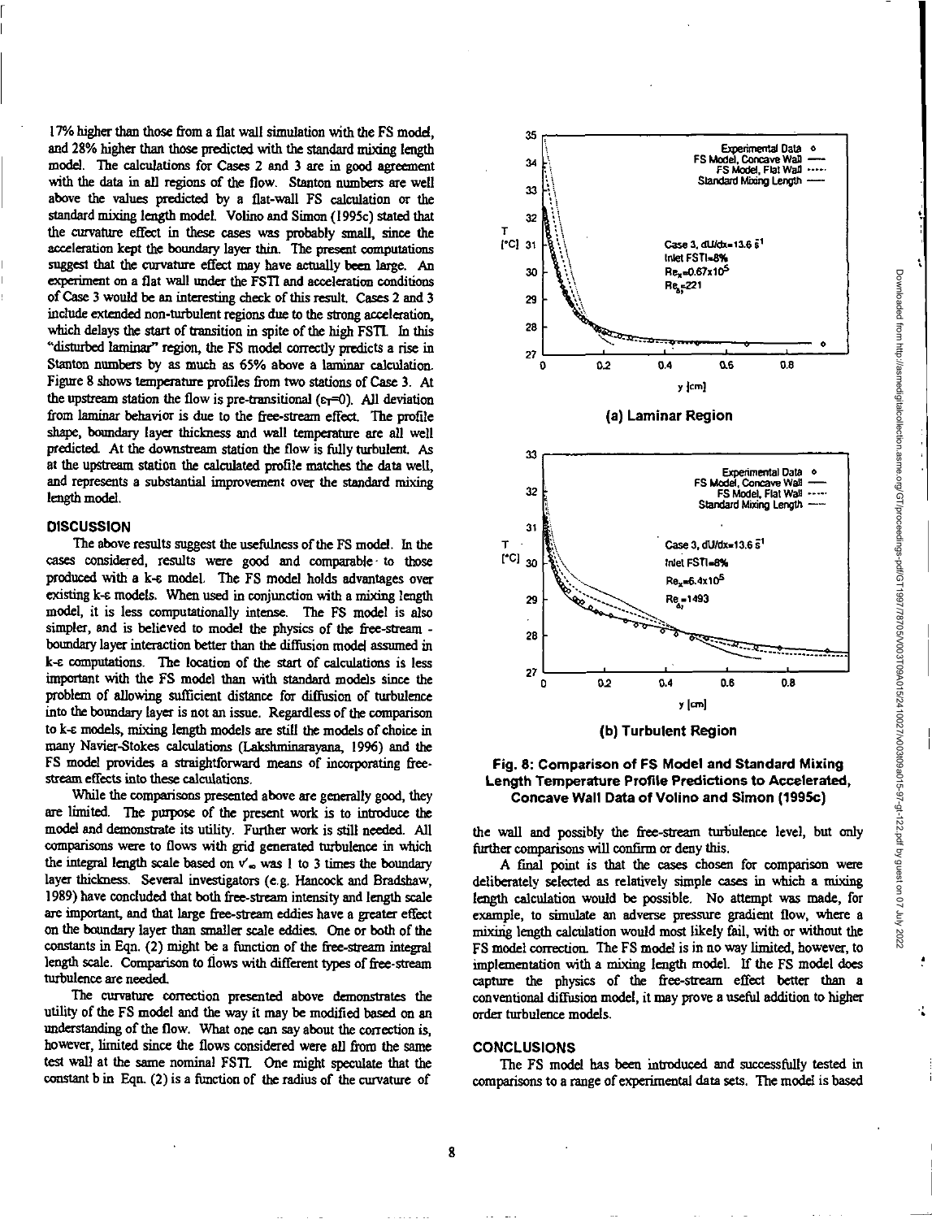17% higher than those from a flat wall simulation with the FS model, and 28% higher than those predicted with the standard mixing length model. The calculations for Cases 2 and 3 are in good agreement with the data in all regions of the flow. Stanton numbers are well above the values predicted by a flat-wall FS calculation or the standard mixing length model. Volino and Simon (1995c) stated that the curvature effect in these cases was probably small, since the acceleration kept the boundary layer thin. The present computations suggest that the curvature effect may have actually been large. An experiment on a flat wall under the FSTI and acceleration conditions of Case 3 would be an interesting check of this result. Cases 2 and 3 include extended non-turbulent regions due to the strong acceleration, which delays the start of transition in spite of the high FSTI. In this "disturbed laminar" region, the FS model correctly predicts a rise in Stanton numbers by as much as 65% above a laminar calculation. Figure 8 shows temperature profiles from two stations of Case 3. At the upstream station the flow is pre-transitional ($\varepsilon_T$=0). All deviation from laminar behavior is due to the free-stream effect. The profile shape, boundary layer thickness and wall temperature are all well predicted. At the downstream station the flow is fully turbulent. As at the upstream station the calculated profile matches the data well, and represents a substantial improvement over the standard mixing length model.

## DISCUSSION

The above results suggest the usefulness of the FS model. In the cases considered, results were good and comparable to those produced with a k-ε model. The FS model holds advantages over existing k-ε models. When used in conjunction with a mixing length model, it is less computationally intense. The FS model is also simpler, and is believed to model the physics of the free-stream - boundary layer interaction better than the diffusion model assumed in k-ε computations. The location of the start of calculations is less important with the FS model than with standard models since the problem of allowing sufficient distance for diffusion of turbulence into the boundary layer is not an issue. Regardless of the comparison to k-ε models, mixing length models are still the models of choice in many Navier-Stokes calculations (Lakshminarayana, 1996) and the FS model provides a straightforward means of incorporating free-stream effects into these calculations.

While the comparisons presented above are generally good, they are limited. The purpose of the present work is to introduce the model and demonstrate its utility. Further work is still needed. All comparisons were to flows with grid generated turbulence in which the integral length scale based on $v'_\infty$ was 1 to 3 times the boundary layer thickness. Several investigators (e.g. Hancock and Bradshaw, 1989) have concluded that both free-stream intensity and length scale are important, and that large free-stream eddies have a greater effect on the boundary layer than smaller scale eddies. One or both of the constants in Eqn. (2) might be a function of the free-stream integral length scale. Comparison to flows with different types of free-stream turbulence are needed.

The curvature correction presented above demonstrates the utility of the FS model and the way it may be modified based on an understanding of the flow. What one can say about the correction is, however, limited since the flows considered were all from the same test wall at the same nominal FSTI. One might speculate that the constant b in Eqn. (2) is a function of the radius of the curvature of the wall and possibly the free-stream turbulence level, but only further comparisons will confirm or deny this.

**Fig. 8: Comparison of FS Model and Standard Mixing Length Temperature Profile Predictions to Accelerated, Concave Wall Data of Volino and Simon (1995c)**

(a) Laminar Region — Case 3, $dU/dx$=13.6 $s^{-1}$, Inlet FSTI=8%, $Re_x$=0.67x10$^5$, $Re_{\delta_2}$=221

(b) Turbulent Region — Case 3, $dU/dx$=13.6 $s^{-1}$, Inlet FSTI=8%, $Re_x$=6.4x10$^5$, $Re_{\delta_2}$=1493

A final point is that the cases chosen for comparison were deliberately selected as relatively simple cases in which a mixing length calculation would be possible. No attempt was made, for example, to simulate an adverse pressure gradient flow, where a mixing length calculation would most likely fail, with or without the FS model correction. The FS model is in no way limited, however, to implementation with a mixing length model. If the FS model does capture the physics of the free-stream effect better than a conventional diffusion model, it may prove a useful addition to higher order turbulence models.

## CONCLUSIONS

The FS model has been introduced and successfully tested in comparisons to a range of experimental data sets. The model is based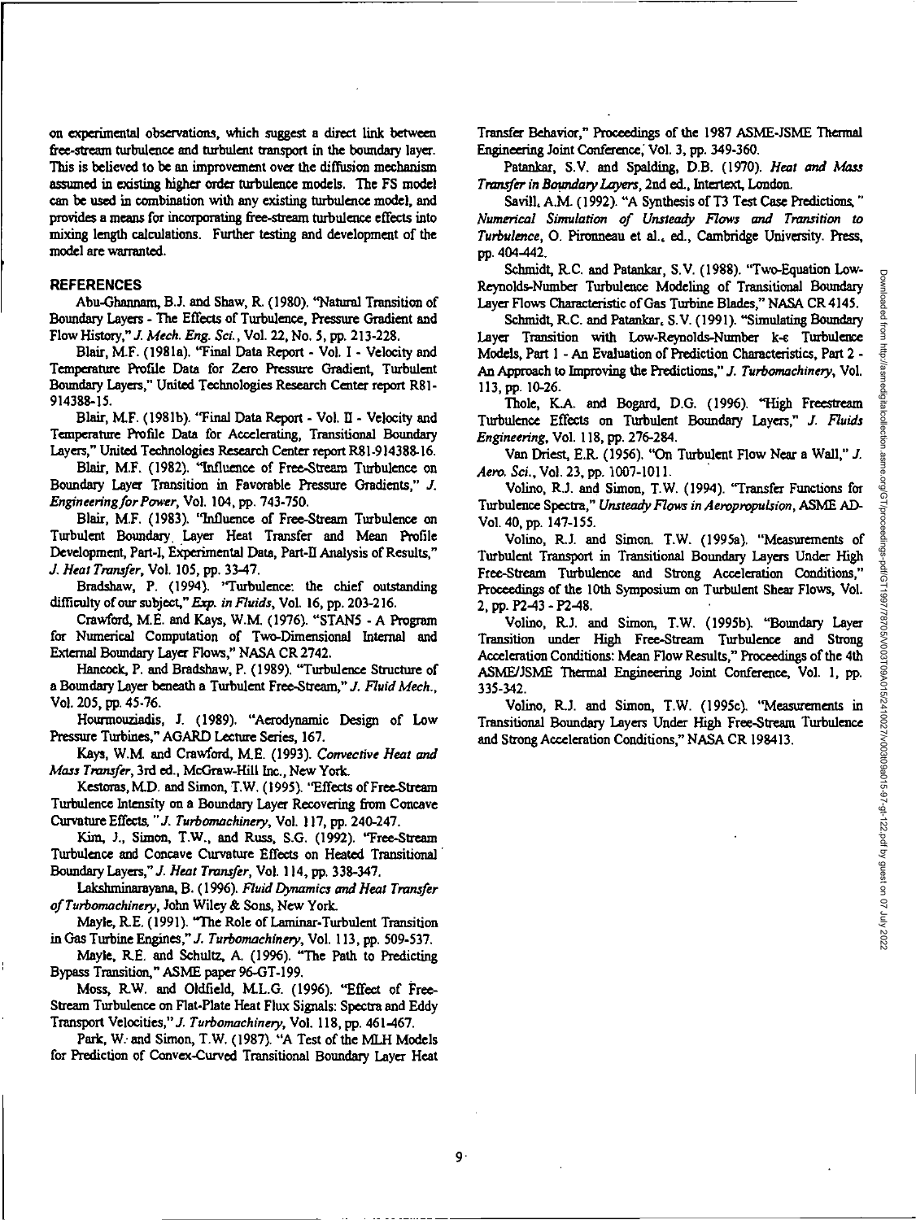on experimental observations, which suggest a direct link between free-stream turbulence and turbulent transport in the boundary layer. This is believed to be an improvement over the diffusion mechanism assumed in existing higher order turbulence models. The FS model can be used in combination with any existing turbulence model, and provides a means for incorporating free-stream turbulence effects into mixing length calculations. Further testing and development of the model are warranted.

## REFERENCES

Abu-Ghannam, B.J. and Shaw, R. (1980). "Natural Transition of Boundary Layers - The Effects of Turbulence, Pressure Gradient and Flow History," *J. Mech. Eng. Sci.*, Vol. 22, No. 5, pp. 213-228.

Blair, M.F. (1981a). "Final Data Report - Vol. I - Velocity and Temperature Profile Data for Zero Pressure Gradient, Turbulent Boundary Layers," United Technologies Research Center report R81-914388-15.

Blair, M.F. (1981b). "Final Data Report - Vol. II - Velocity and Temperature Profile Data for Accelerating, Transitional Boundary Layers," United Technologies Research Center report R81-914388-16.

Blair, M.F. (1982). "Influence of Free-Stream Turbulence on Boundary Layer Transition in Favorable Pressure Gradients," *J. Engineering for Power*, Vol. 104, pp. 743-750.

Blair, M.F. (1983). "Influence of Free-Stream Turbulence on Turbulent Boundary Layer Heat Transfer and Mean Profile Development, Part-I, Experimental Data, Part-II Analysis of Results," *J. Heat Transfer*, Vol. 105, pp. 33-47.

Bradshaw, P. (1994). "Turbulence: the chief outstanding difficulty of our subject," *Exp. in Fluids*, Vol. 16, pp. 203-216.

Crawford, M.E. and Kays, W.M. (1976). "STAN5 - A Program for Numerical Computation of Two-Dimensional Internal and External Boundary Layer Flows," NASA CR 2742.

Hancock, P. and Bradshaw, P. (1989). "Turbulence Structure of a Boundary Layer beneath a Turbulent Free-Stream," *J. Fluid Mech.*, Vol. 205, pp. 45-76.

Hourmouziadis, J. (1989). "Aerodynamic Design of Low Pressure Turbines," AGARD Lecture Series, 167.

Kays, W.M. and Crawford, M.E. (1993). *Convective Heat and Mass Transfer*, 3rd ed., McGraw-Hill Inc., New York.

Kestoras, M.D. and Simon, T.W. (1995). "Effects of Free-Stream Turbulence Intensity on a Boundary Layer Recovering from Concave Curvature Effects," *J. Turbomachinery*, Vol. 117, pp. 240-247.

Kim, J., Simon, T.W., and Russ, S.G. (1992). "Free-Stream Turbulence and Concave Curvature Effects on Heated Transitional Boundary Layers," *J. Heat Transfer*, Vol. 114, pp. 338-347.

Lakshminarayana, B. (1996). *Fluid Dynamics and Heat Transfer of Turbomachinery*, John Wiley & Sons, New York.

Mayle, R.E. (1991). "The Role of Laminar-Turbulent Transition in Gas Turbine Engines," *J. Turbomachinery*, Vol. 113, pp. 509-537.

Mayle, R.E. and Schultz, A. (1996). "The Path to Predicting Bypass Transition," ASME paper 96-GT-199.

Moss, R.W. and Oldfield, M.L.G. (1996). "Effect of Free-Stream Turbulence on Flat-Plate Heat Flux Signals: Spectra and Eddy Transport Velocities," *J. Turbomachinery*, Vol. 118, pp. 461-467.

Park, W. and Simon, T.W. (1987). "A Test of the MLH Models for Prediction of Convex-Curved Transitional Boundary Layer Heat Transfer Behavior," Proceedings of the 1987 ASME-JSME Thermal Engineering Joint Conference, Vol. 3, pp. 349-360.

Patankar, S.V. and Spalding, D.B. (1970). *Heat and Mass Transfer in Boundary Layers*, 2nd ed., Intertext, London.

Savill, A.M. (1992). "A Synthesis of T3 Test Case Predictions," *Numerical Simulation of Unsteady Flows and Transition to Turbulence*, O. Pironneau et al., ed., Cambridge University. Press, pp. 404-442.

Schmidt, R.C. and Patankar, S.V. (1988). "Two-Equation Low-Reynolds-Number Turbulence Modeling of Transitional Boundary Layer Flows Characteristic of Gas Turbine Blades," NASA CR 4145.

Schmidt, R.C. and Patankar, S.V. (1991). "Simulating Boundary Layer Transition with Low-Reynolds-Number k-ε Turbulence Models, Part 1 - An Evaluation of Prediction Characteristics, Part 2 - An Approach to Improving the Predictions," *J. Turbomachinery*, Vol. 113, pp. 10-26.

Thole, K.A. and Bogard, D.G. (1996). "High Freestream Turbulence Effects on Turbulent Boundary Layers," *J. Fluids Engineering*, Vol. 118, pp. 276-284.

Van Driest, E.R. (1956). "On Turbulent Flow Near a Wall," *J. Aero. Sci.*, Vol. 23, pp. 1007-1011.

Volino, R.J. and Simon, T.W. (1994). "Transfer Functions for Turbulence Spectra," *Unsteady Flows in Aeropropulsion*, ASME AD-Vol. 40, pp. 147-155.

Volino, R.J. and Simon. T.W. (1995a). "Measurements of Turbulent Transport in Transitional Boundary Layers Under High Free-Stream Turbulence and Strong Acceleration Conditions," Proceedings of the 10th Symposium on Turbulent Shear Flows, Vol. 2, pp. P2-43 - P2-48.

Volino, R.J. and Simon, T.W. (1995b). "Boundary Layer Transition under High Free-Stream Turbulence and Strong Acceleration Conditions: Mean Flow Results," Proceedings of the 4th ASME/JSME Thermal Engineering Joint Conference, Vol. 1, pp. 335-342.

Volino, R.J. and Simon, T.W. (1995c). "Measurements in Transitional Boundary Layers Under High Free-Stream Turbulence and Strong Acceleration Conditions," NASA CR 198413.